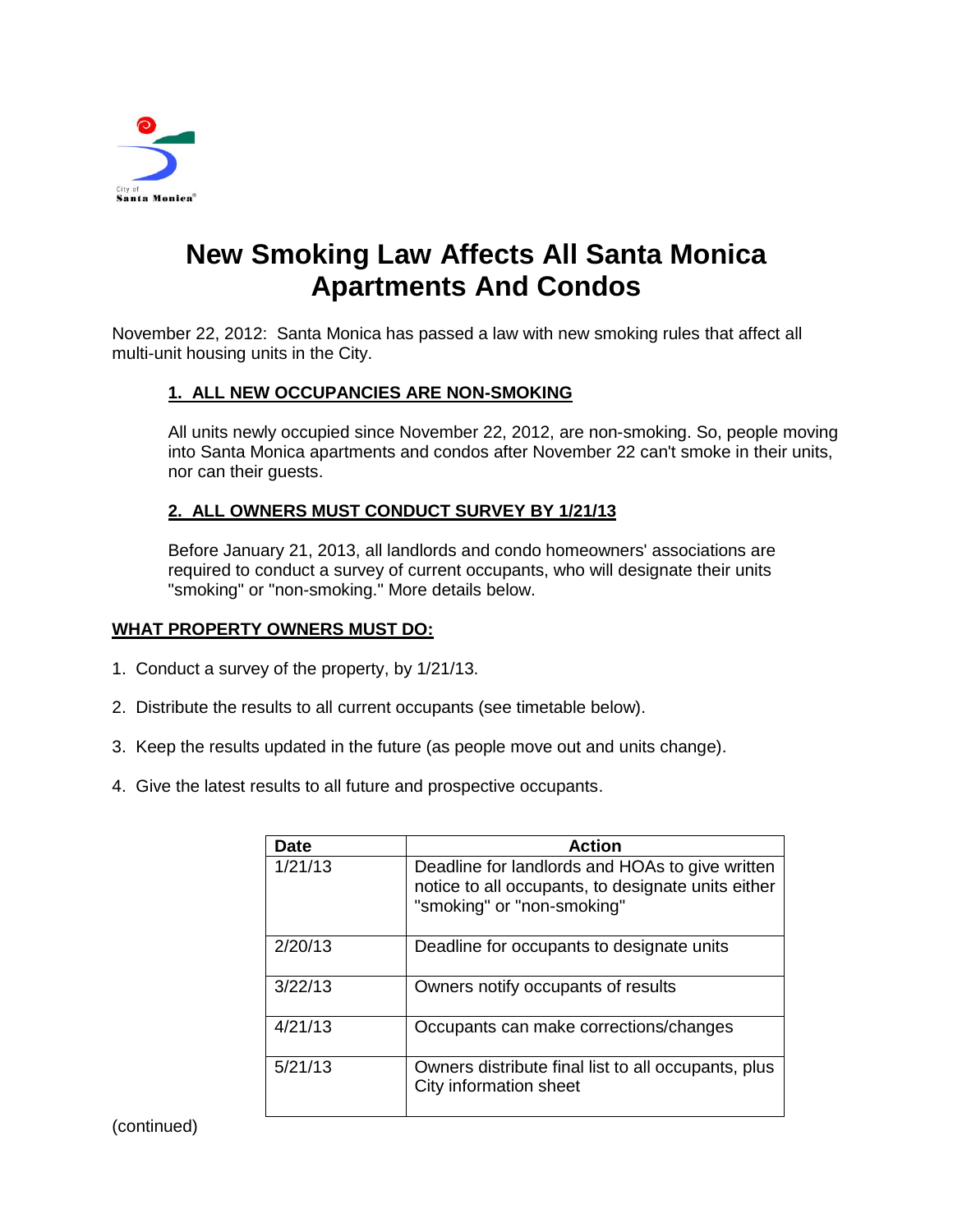City of Santa Monica

# New Smoking Law Affects All Santa Monica Apartments And Condos

November 22, 2012: Santa Monica has passed a law with new smoking rules that affect all multi-unit housing units in the City.

### 1. ALL NEW OCCUPANCIES ARE NON-SMOKING

All units newly occupied since November 22, 2012, are non-smoking. So, people moving into Santa Monica apartments and condos after November 22 can't smoke in their units, nor can their guests.

### 2. ALL OWNERS MUST CONDUCT SURVEY BY 1/21/13

Before January 21, 2013, all landlords and condo homeowners' associations are required to conduct a survey of current occupants, who will designate their units "smoking" or "non-smoking." More details below.

## WHAT PROPERTY OWNERS MUST DO:

1. Conduct a survey of the property, by 1/21/13.
2. Distribute the results to all current occupants (see timetable below).
3. Keep the results updated in the future (as people move out and units change).
4. Give the latest results to all future and prospective occupants.

| Date | Action |
|---|---|
| 1/21/13 | Deadline for landlords and HOAs to give written notice to all occupants, to designate units either "smoking" or "non-smoking" |
| 2/20/13 | Deadline for occupants to designate units |
| 3/22/13 | Owners notify occupants of results |
| 4/21/13 | Occupants can make corrections/changes |
| 5/21/13 | Owners distribute final list to all occupants, plus City information sheet |

(continued)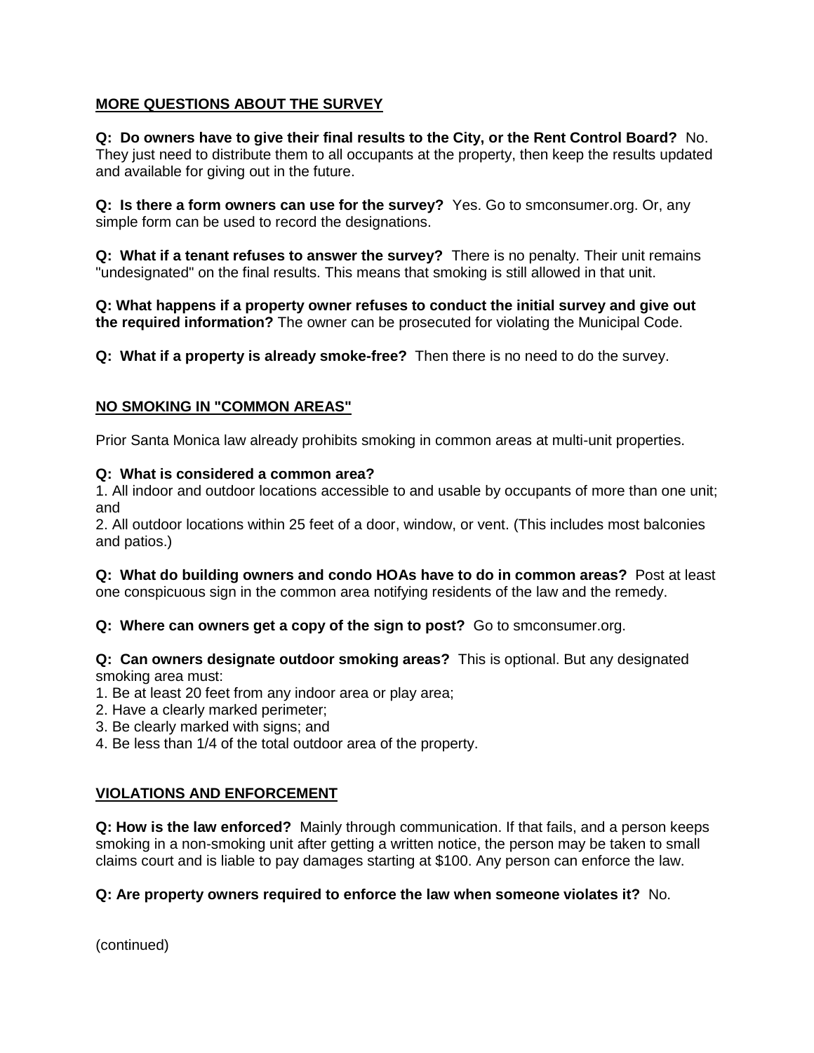## MORE QUESTIONS ABOUT THE SURVEY

**Q: Do owners have to give their final results to the City, or the Rent Control Board?** No. They just need to distribute them to all occupants at the property, then keep the results updated and available for giving out in the future.

**Q: Is there a form owners can use for the survey?** Yes. Go to smconsumer.org. Or, any simple form can be used to record the designations.

**Q: What if a tenant refuses to answer the survey?** There is no penalty. Their unit remains "undesignated" on the final results. This means that smoking is still allowed in that unit.

**Q: What happens if a property owner refuses to conduct the initial survey and give out the required information?** The owner can be prosecuted for violating the Municipal Code.

**Q: What if a property is already smoke-free?** Then there is no need to do the survey.

## NO SMOKING IN "COMMON AREAS"

Prior Santa Monica law already prohibits smoking in common areas at multi-unit properties.

**Q: What is considered a common area?**

1. All indoor and outdoor locations accessible to and usable by occupants of more than one unit; and
2. All outdoor locations within 25 feet of a door, window, or vent. (This includes most balconies and patios.)

**Q: What do building owners and condo HOAs have to do in common areas?** Post at least one conspicuous sign in the common area notifying residents of the law and the remedy.

**Q: Where can owners get a copy of the sign to post?** Go to smconsumer.org.

**Q: Can owners designate outdoor smoking areas?** This is optional. But any designated smoking area must:

1. Be at least 20 feet from any indoor area or play area;
2. Have a clearly marked perimeter;
3. Be clearly marked with signs; and
4. Be less than 1/4 of the total outdoor area of the property.

## VIOLATIONS AND ENFORCEMENT

**Q: How is the law enforced?** Mainly through communication. If that fails, and a person keeps smoking in a non-smoking unit after getting a written notice, the person may be taken to small claims court and is liable to pay damages starting at $100. Any person can enforce the law.

**Q: Are property owners required to enforce the law when someone violates it?** No.

(continued)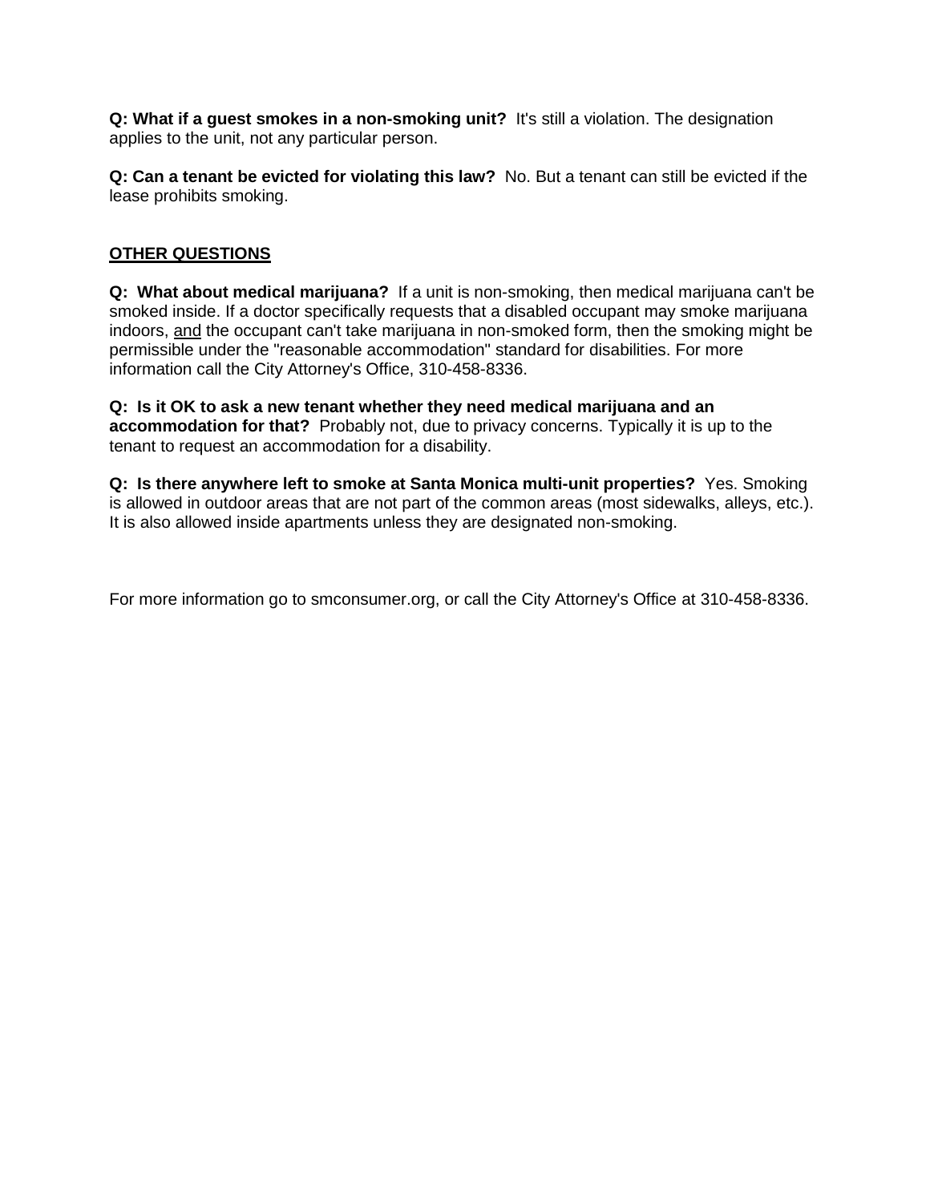**Q: What if a guest smokes in a non-smoking unit?** It's still a violation. The designation applies to the unit, not any particular person.

**Q: Can a tenant be evicted for violating this law?** No. But a tenant can still be evicted if the lease prohibits smoking.

## OTHER QUESTIONS

**Q: What about medical marijuana?** If a unit is non-smoking, then medical marijuana can't be smoked inside. If a doctor specifically requests that a disabled occupant may smoke marijuana indoors, <u>and</u> the occupant can't take marijuana in non-smoked form, then the smoking might be permissible under the "reasonable accommodation" standard for disabilities. For more information call the City Attorney's Office, 310-458-8336.

**Q: Is it OK to ask a new tenant whether they need medical marijuana and an accommodation for that?** Probably not, due to privacy concerns. Typically it is up to the tenant to request an accommodation for a disability.

**Q: Is there anywhere left to smoke at Santa Monica multi-unit properties?** Yes. Smoking is allowed in outdoor areas that are not part of the common areas (most sidewalks, alleys, etc.). It is also allowed inside apartments unless they are designated non-smoking.

For more information go to smconsumer.org, or call the City Attorney's Office at 310-458-8336.